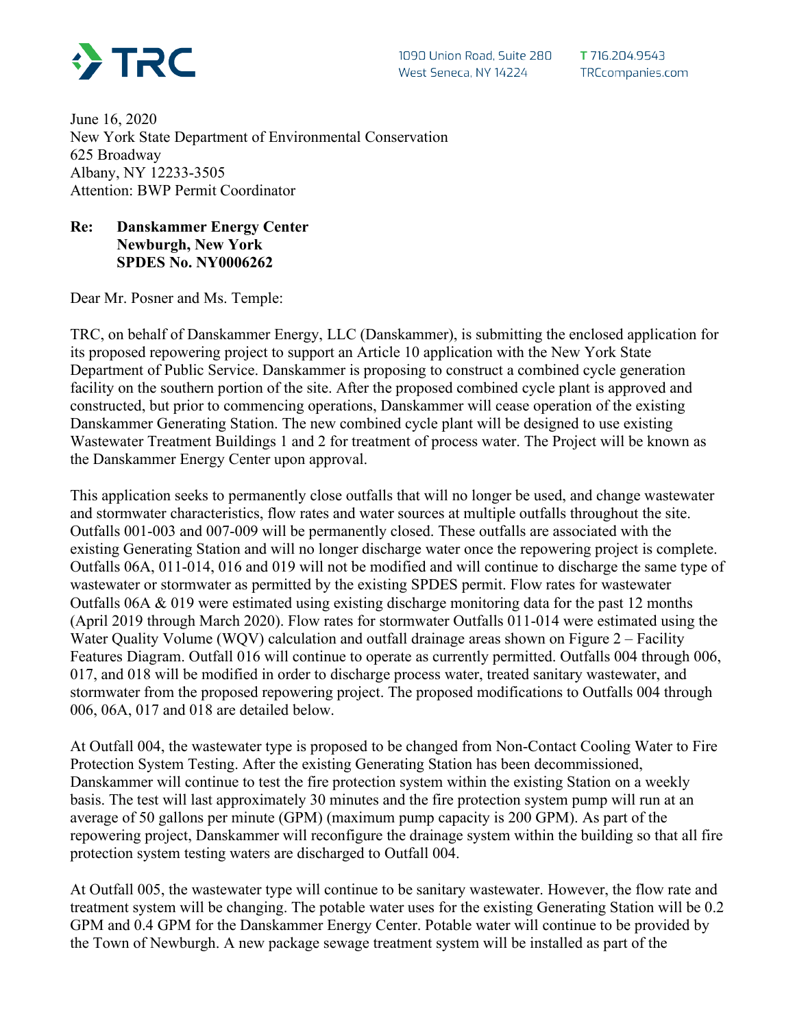TRC

1090 Union Road, Suite 280
West Seneca, NY 14224

T 716.204.9543
TRCcompanies.com

June 16, 2020
New York State Department of Environmental Conservation
625 Broadway
Albany, NY 12233-3505
Attention: BWP Permit Coordinator

**Re: Danskammer Energy Center**
**Newburgh, New York**
**SPDES No. NY0006262**

Dear Mr. Posner and Ms. Temple:

TRC, on behalf of Danskammer Energy, LLC (Danskammer), is submitting the enclosed application for its proposed repowering project to support an Article 10 application with the New York State Department of Public Service. Danskammer is proposing to construct a combined cycle generation facility on the southern portion of the site. After the proposed combined cycle plant is approved and constructed, but prior to commencing operations, Danskammer will cease operation of the existing Danskammer Generating Station. The new combined cycle plant will be designed to use existing Wastewater Treatment Buildings 1 and 2 for treatment of process water. The Project will be known as the Danskammer Energy Center upon approval.

This application seeks to permanently close outfalls that will no longer be used, and change wastewater and stormwater characteristics, flow rates and water sources at multiple outfalls throughout the site. Outfalls 001-003 and 007-009 will be permanently closed. These outfalls are associated with the existing Generating Station and will no longer discharge water once the repowering project is complete. Outfalls 06A, 011-014, 016 and 019 will not be modified and will continue to discharge the same type of wastewater or stormwater as permitted by the existing SPDES permit. Flow rates for wastewater Outfalls 06A & 019 were estimated using existing discharge monitoring data for the past 12 months (April 2019 through March 2020). Flow rates for stormwater Outfalls 011-014 were estimated using the Water Quality Volume (WQV) calculation and outfall drainage areas shown on Figure 2 – Facility Features Diagram. Outfall 016 will continue to operate as currently permitted. Outfalls 004 through 006, 017, and 018 will be modified in order to discharge process water, treated sanitary wastewater, and stormwater from the proposed repowering project. The proposed modifications to Outfalls 004 through 006, 06A, 017 and 018 are detailed below.

At Outfall 004, the wastewater type is proposed to be changed from Non-Contact Cooling Water to Fire Protection System Testing. After the existing Generating Station has been decommissioned, Danskammer will continue to test the fire protection system within the existing Station on a weekly basis. The test will last approximately 30 minutes and the fire protection system pump will run at an average of 50 gallons per minute (GPM) (maximum pump capacity is 200 GPM). As part of the repowering project, Danskammer will reconfigure the drainage system within the building so that all fire protection system testing waters are discharged to Outfall 004.

At Outfall 005, the wastewater type will continue to be sanitary wastewater. However, the flow rate and treatment system will be changing. The potable water uses for the existing Generating Station will be 0.2 GPM and 0.4 GPM for the Danskammer Energy Center. Potable water will continue to be provided by the Town of Newburgh. A new package sewage treatment system will be installed as part of the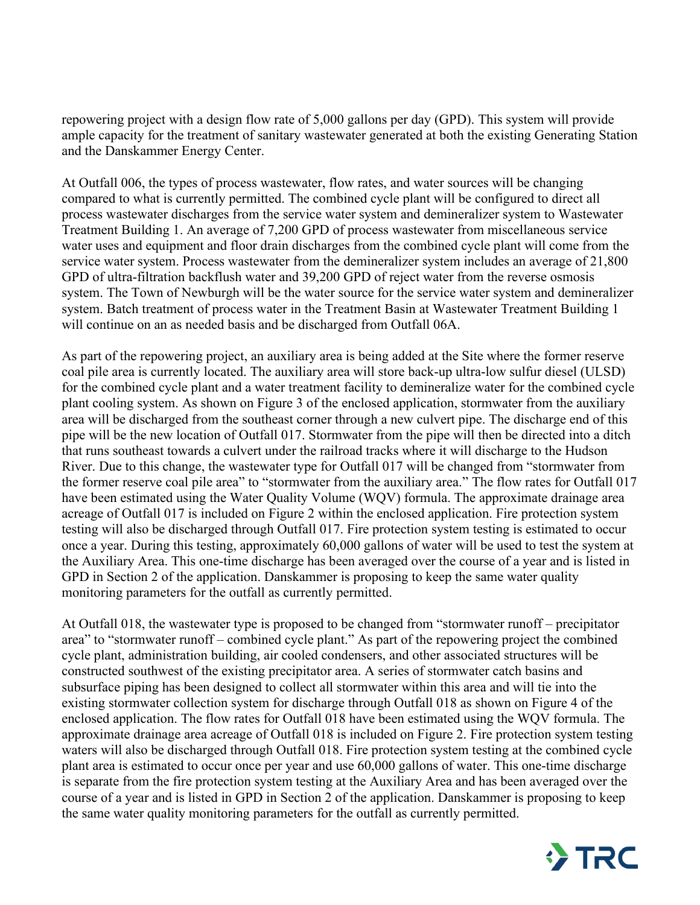repowering project with a design flow rate of 5,000 gallons per day (GPD). This system will provide ample capacity for the treatment of sanitary wastewater generated at both the existing Generating Station and the Danskammer Energy Center.

At Outfall 006, the types of process wastewater, flow rates, and water sources will be changing compared to what is currently permitted. The combined cycle plant will be configured to direct all process wastewater discharges from the service water system and demineralizer system to Wastewater Treatment Building 1. An average of 7,200 GPD of process wastewater from miscellaneous service water uses and equipment and floor drain discharges from the combined cycle plant will come from the service water system. Process wastewater from the demineralizer system includes an average of 21,800 GPD of ultra-filtration backflush water and 39,200 GPD of reject water from the reverse osmosis system. The Town of Newburgh will be the water source for the service water system and demineralizer system. Batch treatment of process water in the Treatment Basin at Wastewater Treatment Building 1 will continue on an as needed basis and be discharged from Outfall 06A.

As part of the repowering project, an auxiliary area is being added at the Site where the former reserve coal pile area is currently located. The auxiliary area will store back-up ultra-low sulfur diesel (ULSD) for the combined cycle plant and a water treatment facility to demineralize water for the combined cycle plant cooling system. As shown on Figure 3 of the enclosed application, stormwater from the auxiliary area will be discharged from the southeast corner through a new culvert pipe. The discharge end of this pipe will be the new location of Outfall 017. Stormwater from the pipe will then be directed into a ditch that runs southeast towards a culvert under the railroad tracks where it will discharge to the Hudson River. Due to this change, the wastewater type for Outfall 017 will be changed from "stormwater from the former reserve coal pile area" to "stormwater from the auxiliary area." The flow rates for Outfall 017 have been estimated using the Water Quality Volume (WQV) formula. The approximate drainage area acreage of Outfall 017 is included on Figure 2 within the enclosed application. Fire protection system testing will also be discharged through Outfall 017. Fire protection system testing is estimated to occur once a year. During this testing, approximately 60,000 gallons of water will be used to test the system at the Auxiliary Area. This one-time discharge has been averaged over the course of a year and is listed in GPD in Section 2 of the application. Danskammer is proposing to keep the same water quality monitoring parameters for the outfall as currently permitted.

At Outfall 018, the wastewater type is proposed to be changed from "stormwater runoff – precipitator area" to "stormwater runoff – combined cycle plant." As part of the repowering project the combined cycle plant, administration building, air cooled condensers, and other associated structures will be constructed southwest of the existing precipitator area. A series of stormwater catch basins and subsurface piping has been designed to collect all stormwater within this area and will tie into the existing stormwater collection system for discharge through Outfall 018 as shown on Figure 4 of the enclosed application. The flow rates for Outfall 018 have been estimated using the WQV formula. The approximate drainage area acreage of Outfall 018 is included on Figure 2. Fire protection system testing waters will also be discharged through Outfall 018. Fire protection system testing at the combined cycle plant area is estimated to occur once per year and use 60,000 gallons of water. This one-time discharge is separate from the fire protection system testing at the Auxiliary Area and has been averaged over the course of a year and is listed in GPD in Section 2 of the application. Danskammer is proposing to keep the same water quality monitoring parameters for the outfall as currently permitted.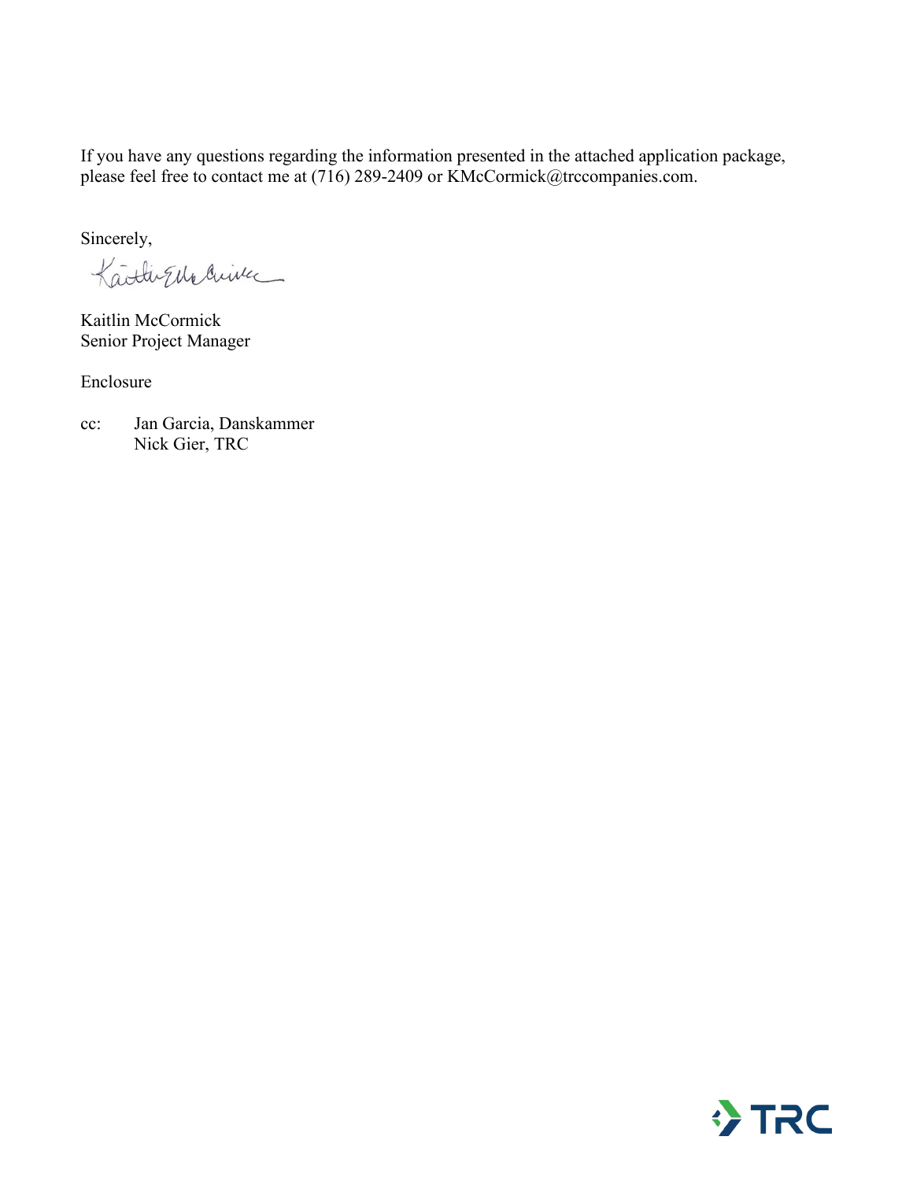If you have any questions regarding the information presented in the attached application package, please feel free to contact me at (716) 289-2409 or KMcCormick@trccompanies.com.

Sincerely,

Kaitlin McCormick
Senior Project Manager

Enclosure

cc: Jan Garcia, Danskammer
Nick Gier, TRC